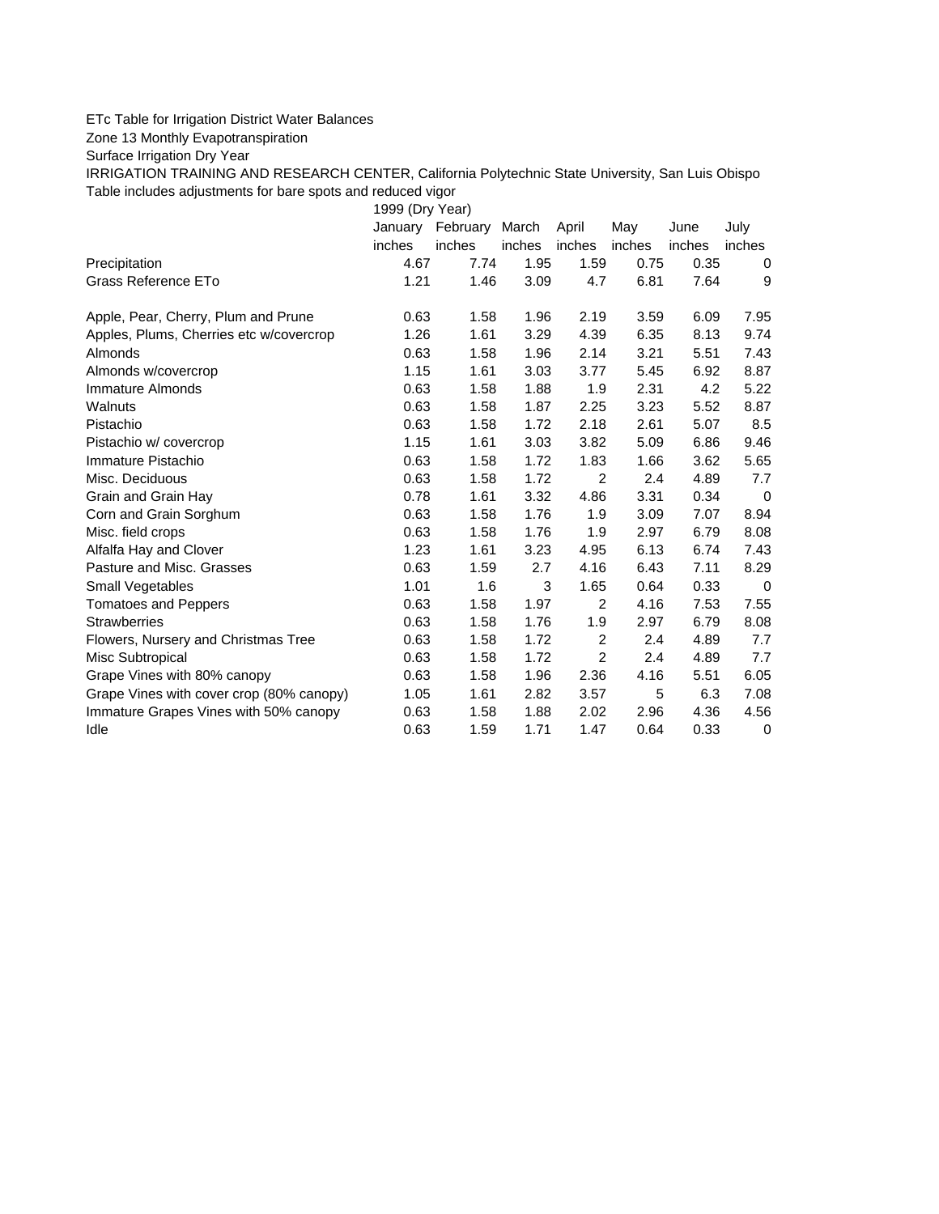ETc Table for Irrigation District Water Balances

Zone 13 Monthly Evapotranspiration

Surface Irrigation Dry Year

IRRIGATION TRAINING AND RESEARCH CENTER, California Polytechnic State University, San Luis Obispo

Table includes adjustments for bare spots and reduced vigor

| | 1999 (Dry Year) | | | | | | |
|---|---|---|---|---|---|---|---|
| | January | February | March | April | May | June | July |
| | inches | inches | inches | inches | inches | inches | inches |
| Precipitation | 4.67 | 7.74 | 1.95 | 1.59 | 0.75 | 0.35 | 0 |
| Grass Reference ETo | 1.21 | 1.46 | 3.09 | 4.7 | 6.81 | 7.64 | 9 |
| | | | | | | | |
| Apple, Pear, Cherry, Plum and Prune | 0.63 | 1.58 | 1.96 | 2.19 | 3.59 | 6.09 | 7.95 |
| Apples, Plums, Cherries etc w/covercrop | 1.26 | 1.61 | 3.29 | 4.39 | 6.35 | 8.13 | 9.74 |
| Almonds | 0.63 | 1.58 | 1.96 | 2.14 | 3.21 | 5.51 | 7.43 |
| Almonds w/covercrop | 1.15 | 1.61 | 3.03 | 3.77 | 5.45 | 6.92 | 8.87 |
| Immature Almonds | 0.63 | 1.58 | 1.88 | 1.9 | 2.31 | 4.2 | 5.22 |
| Walnuts | 0.63 | 1.58 | 1.87 | 2.25 | 3.23 | 5.52 | 8.87 |
| Pistachio | 0.63 | 1.58 | 1.72 | 2.18 | 2.61 | 5.07 | 8.5 |
| Pistachio w/ covercrop | 1.15 | 1.61 | 3.03 | 3.82 | 5.09 | 6.86 | 9.46 |
| Immature Pistachio | 0.63 | 1.58 | 1.72 | 1.83 | 1.66 | 3.62 | 5.65 |
| Misc. Deciduous | 0.63 | 1.58 | 1.72 | 2 | 2.4 | 4.89 | 7.7 |
| Grain and Grain Hay | 0.78 | 1.61 | 3.32 | 4.86 | 3.31 | 0.34 | 0 |
| Corn and Grain Sorghum | 0.63 | 1.58 | 1.76 | 1.9 | 3.09 | 7.07 | 8.94 |
| Misc. field crops | 0.63 | 1.58 | 1.76 | 1.9 | 2.97 | 6.79 | 8.08 |
| Alfalfa Hay and Clover | 1.23 | 1.61 | 3.23 | 4.95 | 6.13 | 6.74 | 7.43 |
| Pasture and Misc. Grasses | 0.63 | 1.59 | 2.7 | 4.16 | 6.43 | 7.11 | 8.29 |
| Small Vegetables | 1.01 | 1.6 | 3 | 1.65 | 0.64 | 0.33 | 0 |
| Tomatoes and Peppers | 0.63 | 1.58 | 1.97 | 2 | 4.16 | 7.53 | 7.55 |
| Strawberries | 0.63 | 1.58 | 1.76 | 1.9 | 2.97 | 6.79 | 8.08 |
| Flowers, Nursery and Christmas Tree | 0.63 | 1.58 | 1.72 | 2 | 2.4 | 4.89 | 7.7 |
| Misc Subtropical | 0.63 | 1.58 | 1.72 | 2 | 2.4 | 4.89 | 7.7 |
| Grape Vines with 80% canopy | 0.63 | 1.58 | 1.96 | 2.36 | 4.16 | 5.51 | 6.05 |
| Grape Vines with cover crop (80% canopy) | 1.05 | 1.61 | 2.82 | 3.57 | 5 | 6.3 | 7.08 |
| Immature Grapes Vines with 50% canopy | 0.63 | 1.58 | 1.88 | 2.02 | 2.96 | 4.36 | 4.56 |
| Idle | 0.63 | 1.59 | 1.71 | 1.47 | 0.64 | 0.33 | 0 |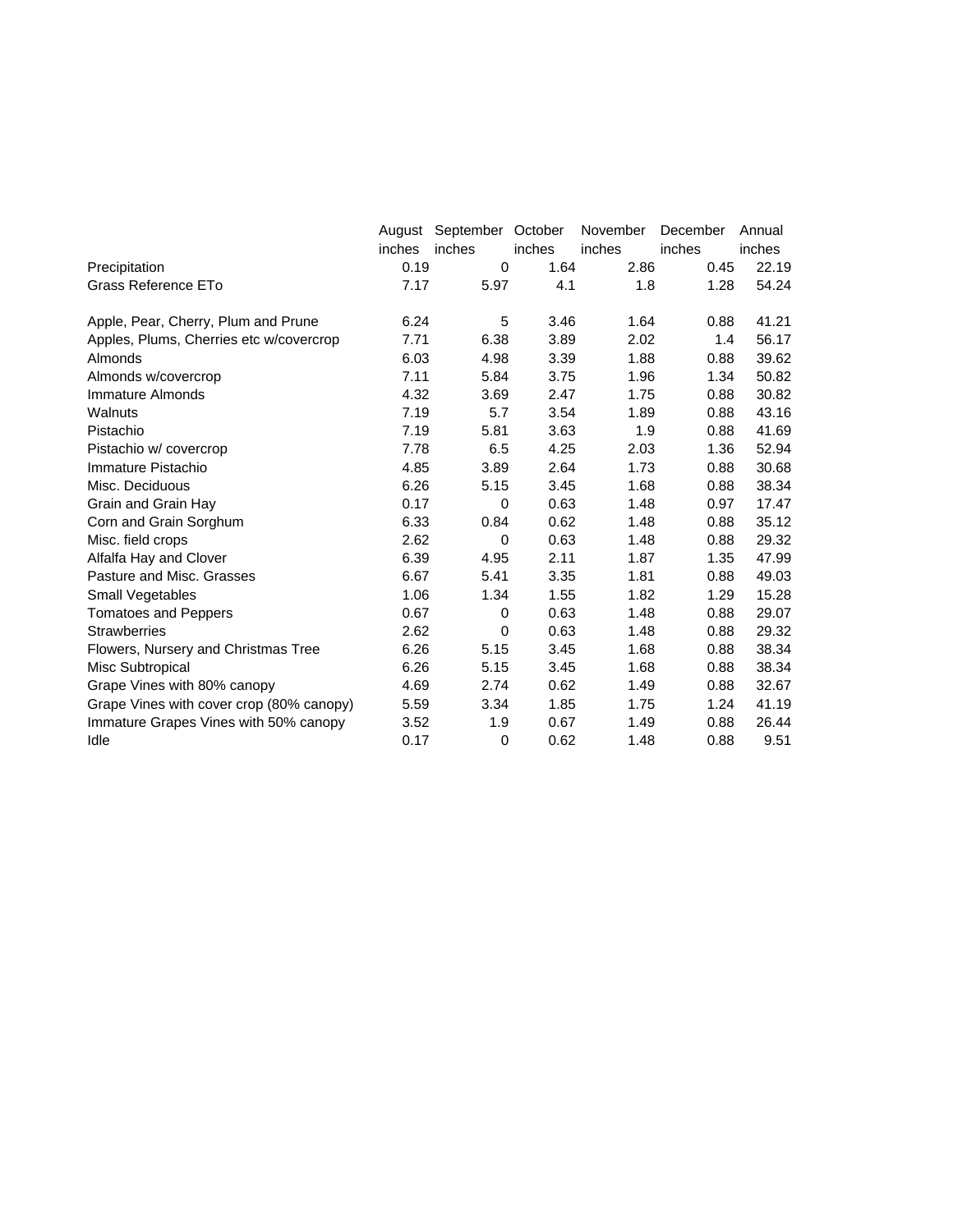| | August inches | September inches | October inches | November inches | December inches | Annual inches |
|---|---|---|---|---|---|---|
| Precipitation | 0.19 | 0 | 1.64 | 2.86 | 0.45 | 22.19 |
| Grass Reference ETo | 7.17 | 5.97 | 4.1 | 1.8 | 1.28 | 54.24 |
| | | | | | | |
| Apple, Pear, Cherry, Plum and Prune | 6.24 | 5 | 3.46 | 1.64 | 0.88 | 41.21 |
| Apples, Plums, Cherries etc w/covercrop | 7.71 | 6.38 | 3.89 | 2.02 | 1.4 | 56.17 |
| Almonds | 6.03 | 4.98 | 3.39 | 1.88 | 0.88 | 39.62 |
| Almonds w/covercrop | 7.11 | 5.84 | 3.75 | 1.96 | 1.34 | 50.82 |
| Immature Almonds | 4.32 | 3.69 | 2.47 | 1.75 | 0.88 | 30.82 |
| Walnuts | 7.19 | 5.7 | 3.54 | 1.89 | 0.88 | 43.16 |
| Pistachio | 7.19 | 5.81 | 3.63 | 1.9 | 0.88 | 41.69 |
| Pistachio w/ covercrop | 7.78 | 6.5 | 4.25 | 2.03 | 1.36 | 52.94 |
| Immature Pistachio | 4.85 | 3.89 | 2.64 | 1.73 | 0.88 | 30.68 |
| Misc. Deciduous | 6.26 | 5.15 | 3.45 | 1.68 | 0.88 | 38.34 |
| Grain and Grain Hay | 0.17 | 0 | 0.63 | 1.48 | 0.97 | 17.47 |
| Corn and Grain Sorghum | 6.33 | 0.84 | 0.62 | 1.48 | 0.88 | 35.12 |
| Misc. field crops | 2.62 | 0 | 0.63 | 1.48 | 0.88 | 29.32 |
| Alfalfa Hay and Clover | 6.39 | 4.95 | 2.11 | 1.87 | 1.35 | 47.99 |
| Pasture and Misc. Grasses | 6.67 | 5.41 | 3.35 | 1.81 | 0.88 | 49.03 |
| Small Vegetables | 1.06 | 1.34 | 1.55 | 1.82 | 1.29 | 15.28 |
| Tomatoes and Peppers | 0.67 | 0 | 0.63 | 1.48 | 0.88 | 29.07 |
| Strawberries | 2.62 | 0 | 0.63 | 1.48 | 0.88 | 29.32 |
| Flowers, Nursery and Christmas Tree | 6.26 | 5.15 | 3.45 | 1.68 | 0.88 | 38.34 |
| Misc Subtropical | 6.26 | 5.15 | 3.45 | 1.68 | 0.88 | 38.34 |
| Grape Vines with 80% canopy | 4.69 | 2.74 | 0.62 | 1.49 | 0.88 | 32.67 |
| Grape Vines with cover crop (80% canopy) | 5.59 | 3.34 | 1.85 | 1.75 | 1.24 | 41.19 |
| Immature Grapes Vines with 50% canopy | 3.52 | 1.9 | 0.67 | 1.49 | 0.88 | 26.44 |
| Idle | 0.17 | 0 | 0.62 | 1.48 | 0.88 | 9.51 |